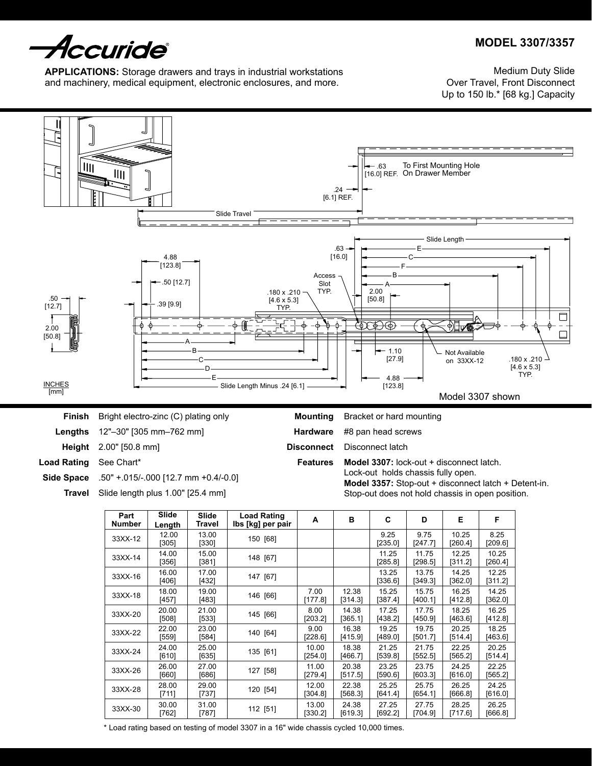Accuride®

# MODEL 3307/3357

**APPLICATIONS:** Storage drawers and trays in industrial workstations and machinery, medical equipment, electronic enclosures, and more.

Medium Duty Slide
Over Travel, Front Disconnect
Up to 150 lb.* [68 kg.] Capacity

Model 3307 shown

INCHES [mm]

| | |
|---|---|
| **Finish** | Bright electro-zinc (C) plating only |
| **Lengths** | 12"–30" [305 mm–762 mm] |
| **Height** | 2.00" [50.8 mm] |
| **Load Rating** | See Chart* |
| **Side Space** | .50" +.015/-.000 [12.7 mm +0.4/-0.0] |
| **Travel** | Slide length plus 1.00" [25.4 mm] |

| | |
|---|---|
| **Mounting** | Bracket or hard mounting |
| **Hardware** | #8 pan head screws |
| **Disconnect** | Disconnect latch |
| **Features** | **Model 3307:** lock-out + disconnect latch. Lock-out holds chassis fully open. **Model 3357:** Stop-out + disconnect latch + Detent-in. Stop-out does not hold chassis in open position. |

| Part Number | Slide Length | Slide Travel | Load Rating lbs [kg] per pair | A | B | C | D | E | F |
|---|---|---|---|---|---|---|---|---|---|
| 33XX-12 | 12.00 [305] | 13.00 [330] | 150 [68] | | | 9.25 [235.0] | 9.75 [247.7] | 10.25 [260.4] | 8.25 [209.6] |
| 33XX-14 | 14.00 [356] | 15.00 [381] | 148 [67] | | | 11.25 [285.8] | 11.75 [298.5] | 12.25 [311.2] | 10.25 [260.4] |
| 33XX-16 | 16.00 [406] | 17.00 [432] | 147 [67] | | | 13.25 [336.6] | 13.75 [349.3] | 14.25 [362.0] | 12.25 [311.2] |
| 33XX-18 | 18.00 [457] | 19.00 [483] | 146 [66] | 7.00 [177.8] | 12.38 [314.3] | 15.25 [387.4] | 15.75 [400.1] | 16.25 [412.8] | 14.25 [362.0] |
| 33XX-20 | 20.00 [508] | 21.00 [533] | 145 [66] | 8.00 [203.2] | 14.38 [365.1] | 17.25 [438.2] | 17.75 [450.9] | 18.25 [463.6] | 16.25 [412.8] |
| 33XX-22 | 22.00 [559] | 23.00 [584] | 140 [64] | 9.00 [228.6] | 16.38 [415.9] | 19.25 [489.0] | 19.75 [501.7] | 20.25 [514.4] | 18.25 [463.6] |
| 33XX-24 | 24.00 [610] | 25.00 [635] | 135 [61] | 10.00 [254.0] | 18.38 [466.7] | 21.25 [539.8] | 21.75 [552.5] | 22.25 [565.2] | 20.25 [514.4] |
| 33XX-26 | 26.00 [660] | 27.00 [686] | 127 [58] | 11.00 [279.4] | 20.38 [517.5] | 23.25 [590.6] | 23.75 [603.3] | 24.25 [616.0] | 22.25 [565.2] |
| 33XX-28 | 28.00 [711] | 29.00 [737] | 120 [54] | 12.00 [304.8] | 22.38 [568.3] | 25.25 [641.4] | 25.75 [654.1] | 26.25 [666.8] | 24.25 [616.0] |
| 33XX-30 | 30.00 [762] | 31.00 [787] | 112 [51] | 13.00 [330.2] | 24.38 [619.3] | 27.25 [692.2] | 27.75 [704.9] | 28.25 [717.6] | 26.25 [666.8] |

* Load rating based on testing of model 3307 in a 16" wide chassis cycled 10,000 times.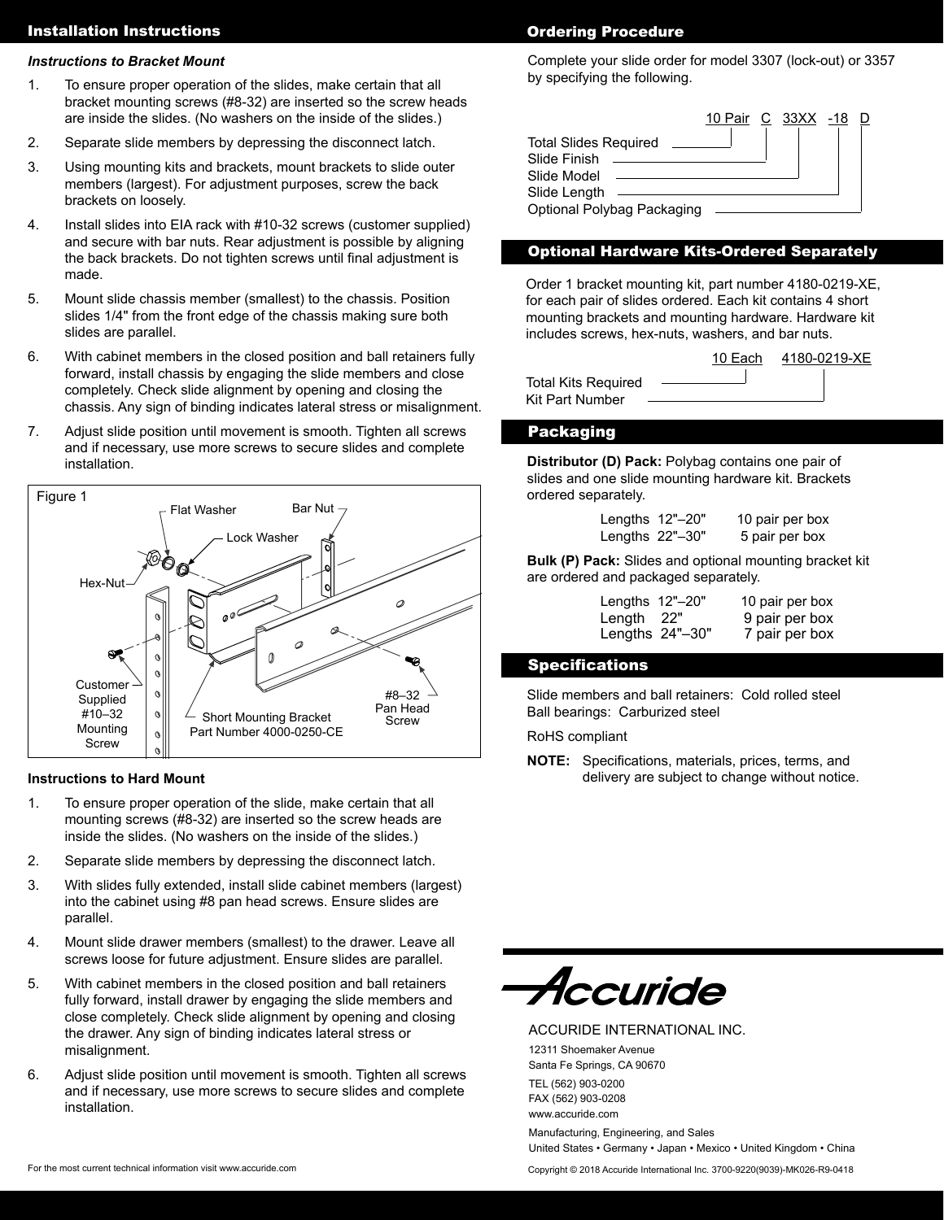## Installation Instructions

### *Instructions to Bracket Mount*

1. To ensure proper operation of the slides, make certain that all bracket mounting screws (#8-32) are inserted so the screw heads are inside the slides. (No washers on the inside of the slides.)
2. Separate slide members by depressing the disconnect latch.
3. Using mounting kits and brackets, mount brackets to slide outer members (largest). For adjustment purposes, screw the back brackets on loosely.
4. Install slides into EIA rack with #10-32 screws (customer supplied) and secure with bar nuts. Rear adjustment is possible by aligning the back brackets. Do not tighten screws until final adjustment is made.
5. Mount slide chassis member (smallest) to the chassis. Position slides 1/4" from the front edge of the chassis making sure both slides are parallel.
6. With cabinet members in the closed position and ball retainers fully forward, install chassis by engaging the slide members and close completely. Check slide alignment by opening and closing the chassis. Any sign of binding indicates lateral stress or misalignment.
7. Adjust slide position until movement is smooth. Tighten all screws and if necessary, use more screws to secure slides and complete installation.

Figure 1

Flat Washer
Bar Nut
Lock Washer
Hex-Nut
Customer Supplied #10–32 Mounting Screw
Short Mounting Bracket Part Number 4000-0250-CE
#8–32 Pan Head Screw

### Instructions to Hard Mount

1. To ensure proper operation of the slide, make certain that all mounting screws (#8-32) are inserted so the screw heads are inside the slides. (No washers on the inside of the slides.)
2. Separate slide members by depressing the disconnect latch.
3. With slides fully extended, install slide cabinet members (largest) into the cabinet using #8 pan head screws. Ensure slides are parallel.
4. Mount slide drawer members (smallest) to the drawer. Leave all screws loose for future adjustment. Ensure slides are parallel.
5. With cabinet members in the closed position and ball retainers fully forward, install drawer by engaging the slide members and close completely. Check slide alignment by opening and closing the drawer. Any sign of binding indicates lateral stress or misalignment.
6. Adjust slide position until movement is smooth. Tighten all screws and if necessary, use more screws to secure slides and complete installation.

For the most current technical information visit www.accuride.com

## Ordering Procedure

Complete your slide order for model 3307 (lock-out) or 3357 by specifying the following.

10 Pair C 33XX -18 D

Total Slides Required
Slide Finish
Slide Model
Slide Length
Optional Polybag Packaging

## Optional Hardware Kits-Ordered Separately

Order 1 bracket mounting kit, part number 4180-0219-XE, for each pair of slides ordered. Each kit contains 4 short mounting brackets and mounting hardware. Hardware kit includes screws, hex-nuts, washers, and bar nuts.

10 Each 4180-0219-XE

Total Kits Required
Kit Part Number

## Packaging

**Distributor (D) Pack:** Polybag contains one pair of slides and one slide mounting hardware kit. Brackets ordered separately.

| | |
|---|---|
| Lengths 12"–20" | 10 pair per box |
| Lengths 22"–30" | 5 pair per box |

**Bulk (P) Pack:** Slides and optional mounting bracket kit are ordered and packaged separately.

| | |
|---|---|
| Lengths 12"–20" | 10 pair per box |
| Length 22" | 9 pair per box |
| Lengths 24"–30" | 7 pair per box |

## Specifications

Slide members and ball retainers: Cold rolled steel
Ball bearings: Carburized steel

RoHS compliant

**NOTE:** Specifications, materials, prices, terms, and delivery are subject to change without notice.

Accuride

ACCURIDE INTERNATIONAL INC.

12311 Shoemaker Avenue
Santa Fe Springs, CA 90670

TEL (562) 903-0200
FAX (562) 903-0208
www.accuride.com

Manufacturing, Engineering, and Sales
United States • Germany • Japan • Mexico • United Kingdom • China

Copyright © 2018 Accuride International Inc. 3700-9220(9039)-MK026-R9-0418